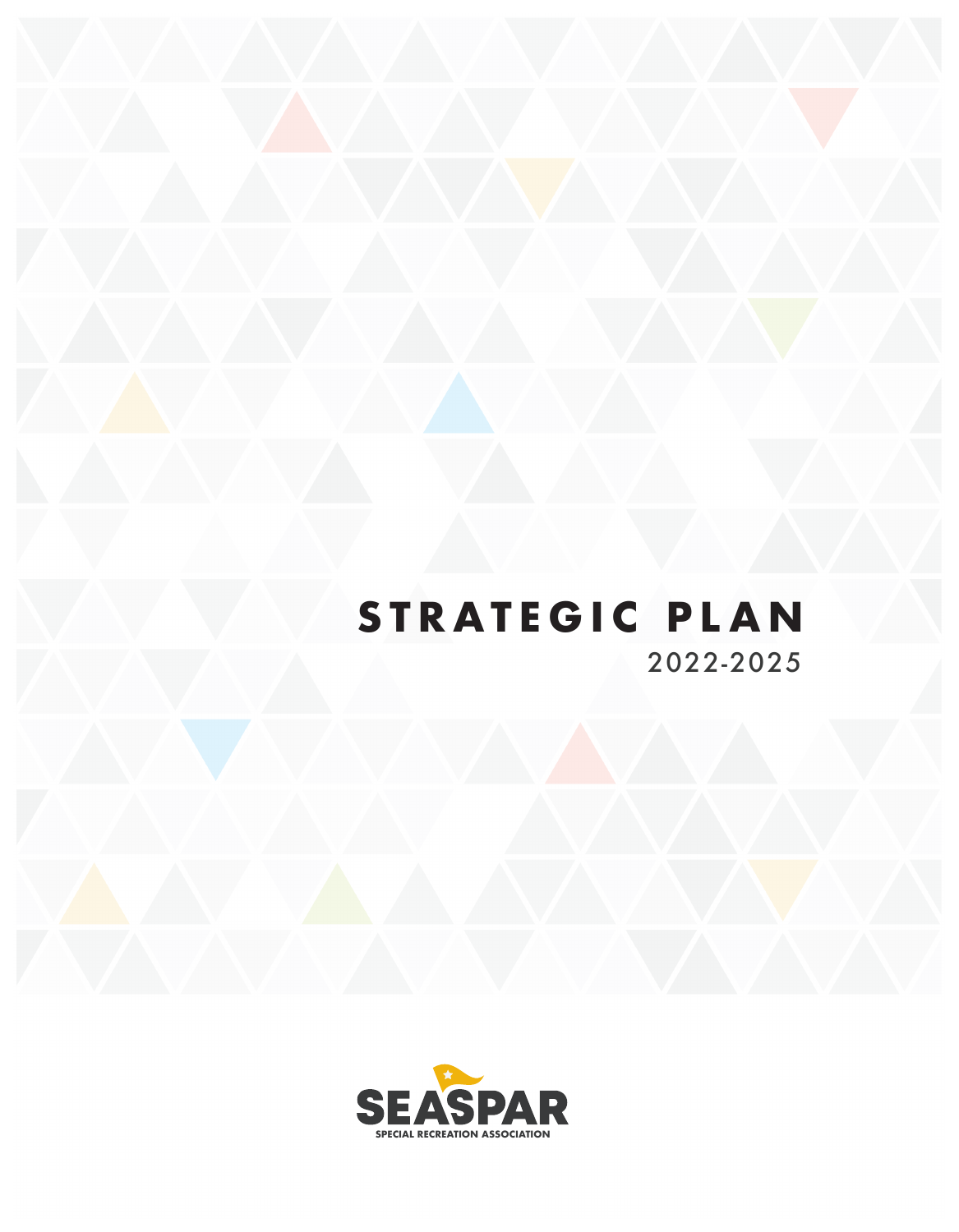# STRATEGIC PLAN

2022-2025

SEASPAR

SPECIAL RECREATION ASSOCIATION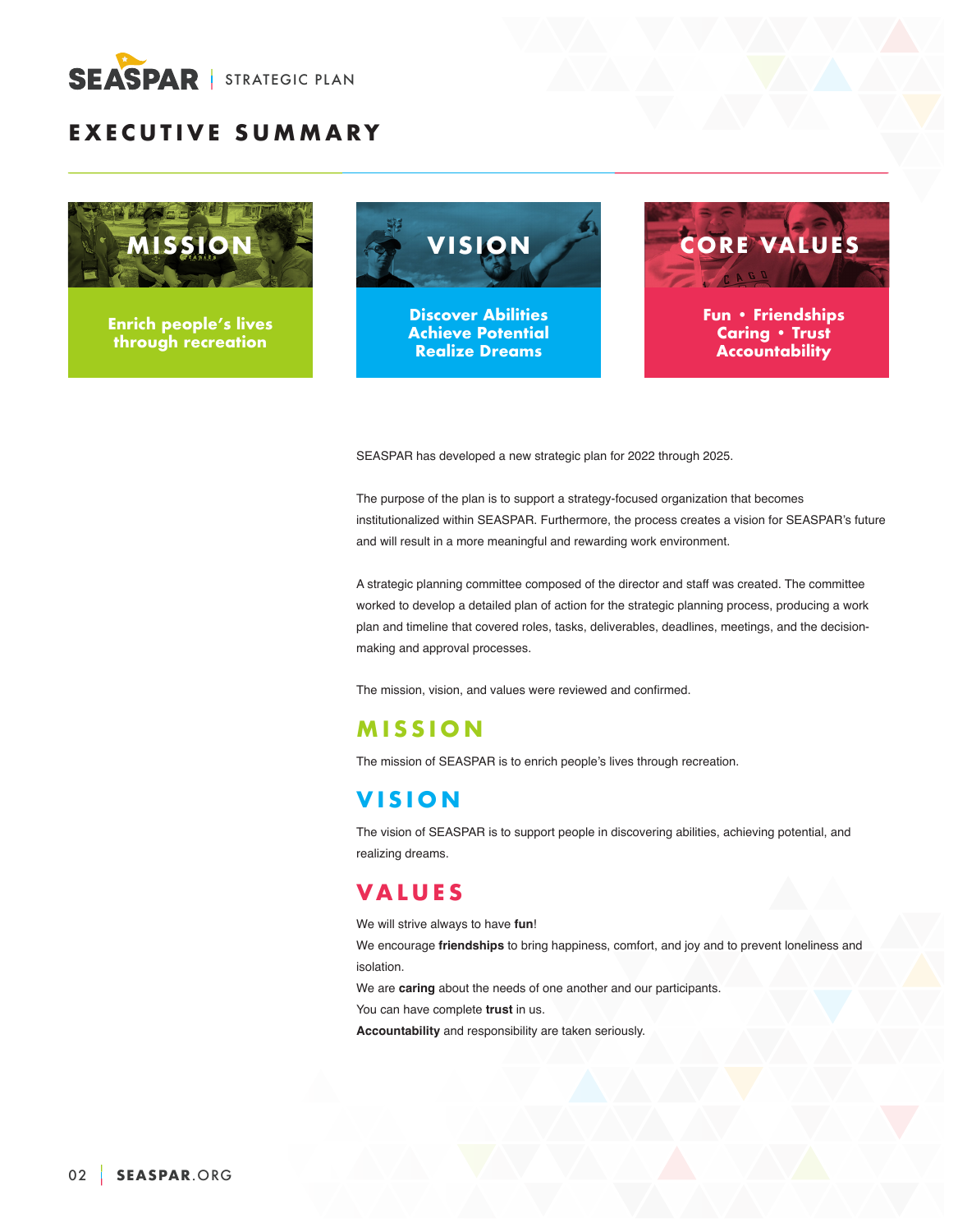# EXECUTIVE SUMMARY

**MISSION**

Enrich people's lives through recreation

**VISION**

Discover Abilities
Achieve Potential
Realize Dreams

**CORE VALUES**

Fun • Friendships
Caring • Trust
Accountability

SEASPAR has developed a new strategic plan for 2022 through 2025.

The purpose of the plan is to support a strategy-focused organization that becomes institutionalized within SEASPAR. Furthermore, the process creates a vision for SEASPAR's future and will result in a more meaningful and rewarding work environment.

A strategic planning committee composed of the director and staff was created. The committee worked to develop a detailed plan of action for the strategic planning process, producing a work plan and timeline that covered roles, tasks, deliverables, deadlines, meetings, and the decision-making and approval processes.

The mission, vision, and values were reviewed and confirmed.

## MISSION

The mission of SEASPAR is to enrich people's lives through recreation.

## VISION

The vision of SEASPAR is to support people in discovering abilities, achieving potential, and realizing dreams.

## VALUES

We will strive always to have **fun**!
We encourage **friendships** to bring happiness, comfort, and joy and to prevent loneliness and isolation.
We are **caring** about the needs of one another and our participants.
You can have complete **trust** in us.
**Accountability** and responsibility are taken seriously.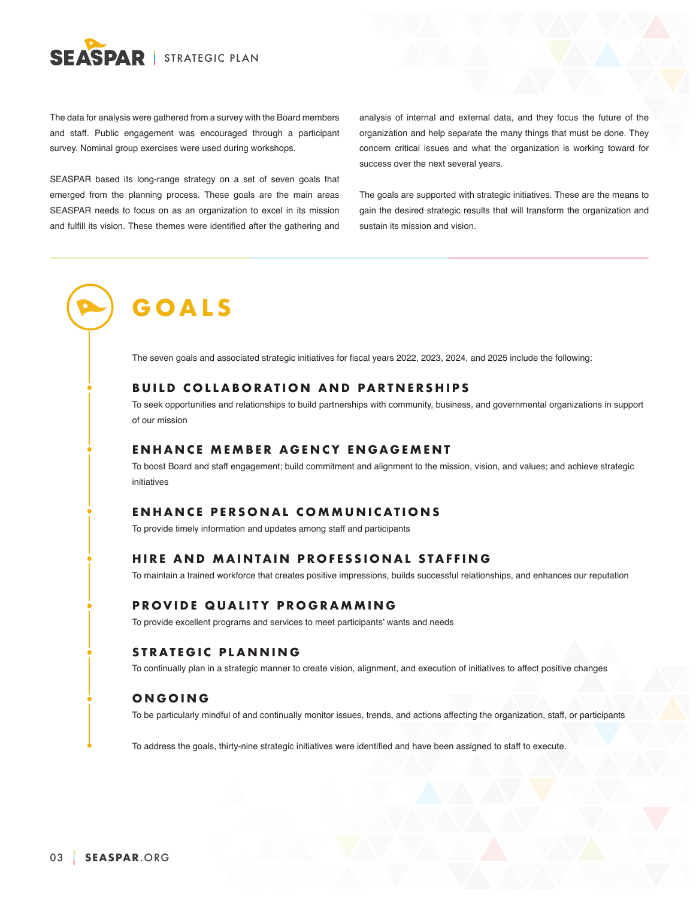The data for analysis were gathered from a survey with the Board members and staff. Public engagement was encouraged through a participant survey. Nominal group exercises were used during workshops.

SEASPAR based its long-range strategy on a set of seven goals that emerged from the planning process. These goals are the main areas SEASPAR needs to focus on as an organization to excel in its mission and fulfill its vision. These themes were identified after the gathering and analysis of internal and external data, and they focus the future of the organization and help separate the many things that must be done. They concern critical issues and what the organization is working toward for success over the next several years.

The goals are supported with strategic initiatives. These are the means to gain the desired strategic results that will transform the organization and sustain its mission and vision.

# GOALS

The seven goals and associated strategic initiatives for fiscal years 2022, 2023, 2024, and 2025 include the following:

### BUILD COLLABORATION AND PARTNERSHIPS

To seek opportunities and relationships to build partnerships with community, business, and governmental organizations in support of our mission

### ENHANCE MEMBER AGENCY ENGAGEMENT

To boost Board and staff engagement; build commitment and alignment to the mission, vision, and values; and achieve strategic initiatives

### ENHANCE PERSONAL COMMUNICATIONS

To provide timely information and updates among staff and participants

### HIRE AND MAINTAIN PROFESSIONAL STAFFING

To maintain a trained workforce that creates positive impressions, builds successful relationships, and enhances our reputation

### PROVIDE QUALITY PROGRAMMING

To provide excellent programs and services to meet participants' wants and needs

### STRATEGIC PLANNING

To continually plan in a strategic manner to create vision, alignment, and execution of initiatives to affect positive changes

### ONGOING

To be particularly mindful of and continually monitor issues, trends, and actions affecting the organization, staff, or participants

To address the goals, thirty-nine strategic initiatives were identified and have been assigned to staff to execute.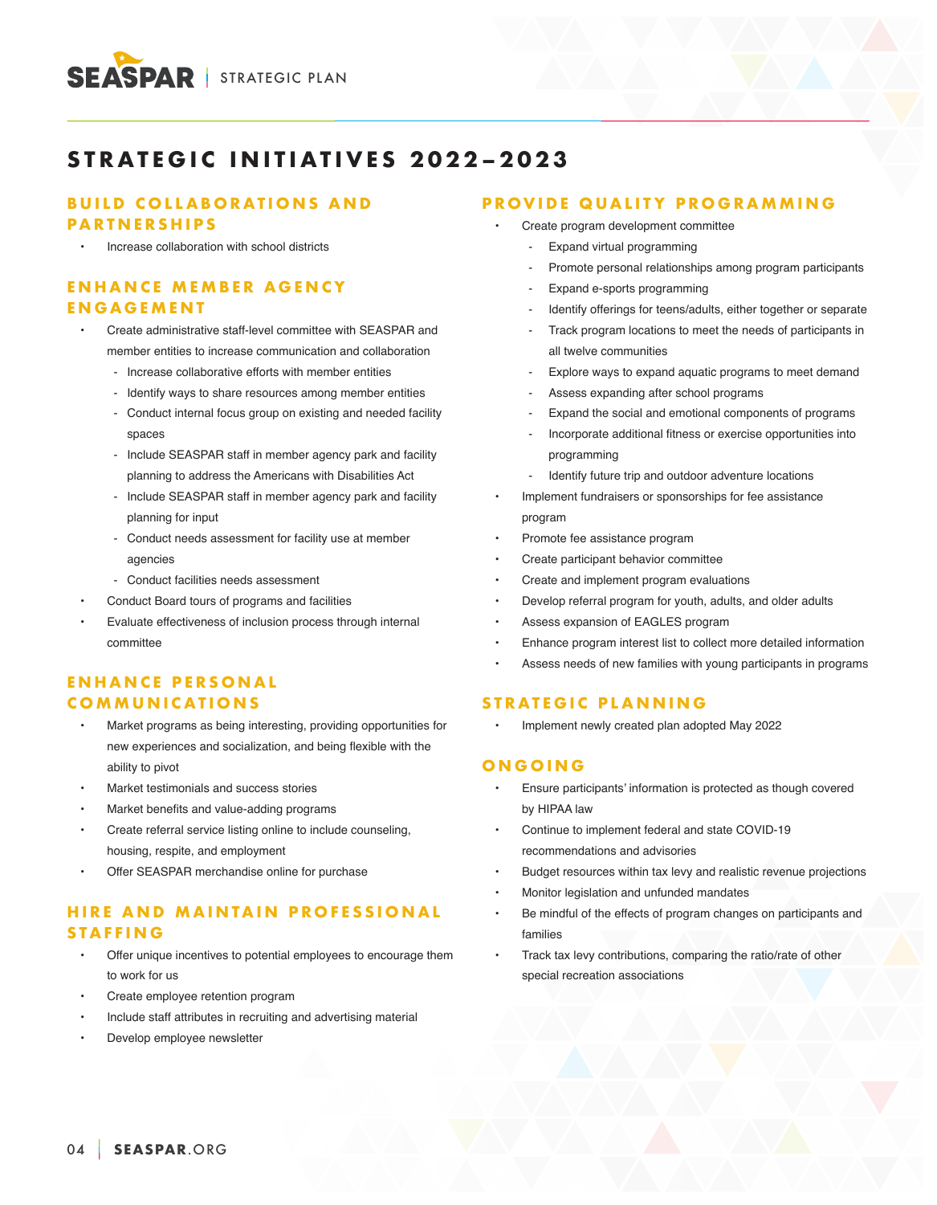# STRATEGIC INITIATIVES 2022–2023

## BUILD COLLABORATIONS AND PARTNERSHIPS

- Increase collaboration with school districts

## ENHANCE MEMBER AGENCY ENGAGEMENT

- Create administrative staff-level committee with SEASPAR and member entities to increase communication and collaboration
  - Increase collaborative efforts with member entities
  - Identify ways to share resources among member entities
  - Conduct internal focus group on existing and needed facility spaces
  - Include SEASPAR staff in member agency park and facility planning to address the Americans with Disabilities Act
  - Include SEASPAR staff in member agency park and facility planning for input
  - Conduct needs assessment for facility use at member agencies
  - Conduct facilities needs assessment
- Conduct Board tours of programs and facilities
- Evaluate effectiveness of inclusion process through internal committee

## ENHANCE PERSONAL COMMUNICATIONS

- Market programs as being interesting, providing opportunities for new experiences and socialization, and being flexible with the ability to pivot
- Market testimonials and success stories
- Market benefits and value-adding programs
- Create referral service listing online to include counseling, housing, respite, and employment
- Offer SEASPAR merchandise online for purchase

## HIRE AND MAINTAIN PROFESSIONAL STAFFING

- Offer unique incentives to potential employees to encourage them to work for us
- Create employee retention program
- Include staff attributes in recruiting and advertising material
- Develop employee newsletter

## PROVIDE QUALITY PROGRAMMING

- Create program development committee
  - Expand virtual programming
  - Promote personal relationships among program participants
  - Expand e-sports programming
  - Identify offerings for teens/adults, either together or separate
  - Track program locations to meet the needs of participants in all twelve communities
  - Explore ways to expand aquatic programs to meet demand
  - Assess expanding after school programs
  - Expand the social and emotional components of programs
  - Incorporate additional fitness or exercise opportunities into programming
  - Identify future trip and outdoor adventure locations
- Implement fundraisers or sponsorships for fee assistance program
- Promote fee assistance program
- Create participant behavior committee
- Create and implement program evaluations
- Develop referral program for youth, adults, and older adults
- Assess expansion of EAGLES program
- Enhance program interest list to collect more detailed information
- Assess needs of new families with young participants in programs

## STRATEGIC PLANNING

- Implement newly created plan adopted May 2022

## ONGOING

- Ensure participants' information is protected as though covered by HIPAA law
- Continue to implement federal and state COVID-19 recommendations and advisories
- Budget resources within tax levy and realistic revenue projections
- Monitor legislation and unfunded mandates
- Be mindful of the effects of program changes on participants and families
- Track tax levy contributions, comparing the ratio/rate of other special recreation associations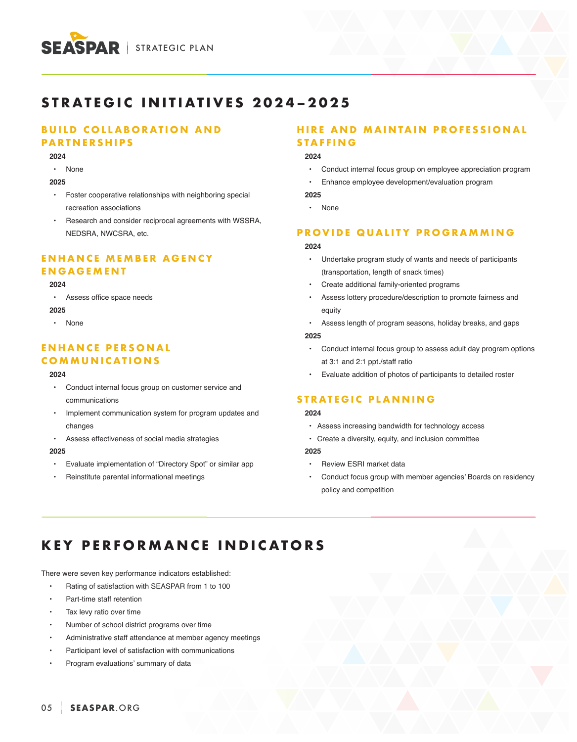# STRATEGIC INITIATIVES 2024–2025

## BUILD COLLABORATION AND PARTNERSHIPS

**2024**

- None

**2025**

- Foster cooperative relationships with neighboring special recreation associations
- Research and consider reciprocal agreements with WSSRA, NEDSRA, NWCSRA, etc.

## ENHANCE MEMBER AGENCY ENGAGEMENT

**2024**

- Assess office space needs

**2025**

- None

## ENHANCE PERSONAL COMMUNICATIONS

**2024**

- Conduct internal focus group on customer service and communications
- Implement communication system for program updates and changes
- Assess effectiveness of social media strategies

**2025**

- Evaluate implementation of "Directory Spot" or similar app
- Reinstitute parental informational meetings

## HIRE AND MAINTAIN PROFESSIONAL STAFFING

**2024**

- Conduct internal focus group on employee appreciation program
- Enhance employee development/evaluation program

**2025**

- None

## PROVIDE QUALITY PROGRAMMING

**2024**

- Undertake program study of wants and needs of participants (transportation, length of snack times)
- Create additional family-oriented programs
- Assess lottery procedure/description to promote fairness and equity
- Assess length of program seasons, holiday breaks, and gaps

**2025**

- Conduct internal focus group to assess adult day program options at 3:1 and 2:1 ppt./staff ratio
- Evaluate addition of photos of participants to detailed roster

## STRATEGIC PLANNING

**2024**

- Assess increasing bandwidth for technology access
- Create a diversity, equity, and inclusion committee

**2025**

- Review ESRI market data
- Conduct focus group with member agencies' Boards on residency policy and competition

# KEY PERFORMANCE INDICATORS

There were seven key performance indicators established:

- Rating of satisfaction with SEASPAR from 1 to 100
- Part-time staff retention
- Tax levy ratio over time
- Number of school district programs over time
- Administrative staff attendance at member agency meetings
- Participant level of satisfaction with communications
- Program evaluations' summary of data